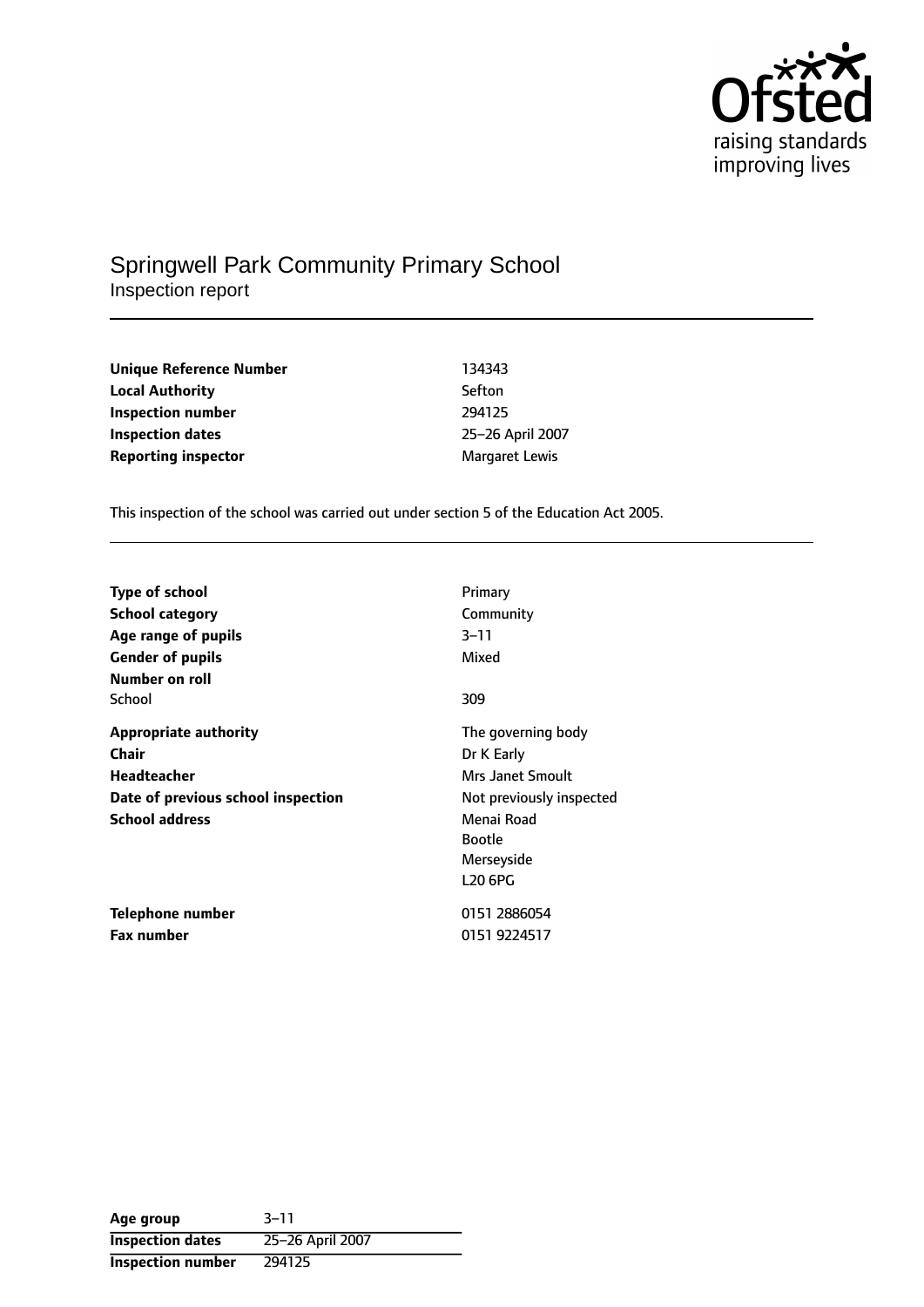Ofsted
raising standards
improving lives

# Springwell Park Community Primary School

Inspection report

| | |
|---|---|
| **Unique Reference Number** | 134343 |
| **Local Authority** | Sefton |
| **Inspection number** | 294125 |
| **Inspection dates** | 25–26 April 2007 |
| **Reporting inspector** | Margaret Lewis |

This inspection of the school was carried out under section 5 of the Education Act 2005.

| | |
|---|---|
| **Type of school** | Primary |
| **School category** | Community |
| **Age range of pupils** | 3–11 |
| **Gender of pupils** | Mixed |
| **Number on roll** | |
| School | 309 |
| **Appropriate authority** | The governing body |
| **Chair** | Dr K Early |
| **Headteacher** | Mrs Janet Smoult |
| **Date of previous school inspection** | Not previously inspected |
| **School address** | Menai Road<br>Bootle<br>Merseyside<br>L20 6PG |
| **Telephone number** | 0151 2886054 |
| **Fax number** | 0151 9224517 |

| | |
|---|---|
| **Age group** | 3–11 |
| **Inspection dates** | 25–26 April 2007 |
| **Inspection number** | 294125 |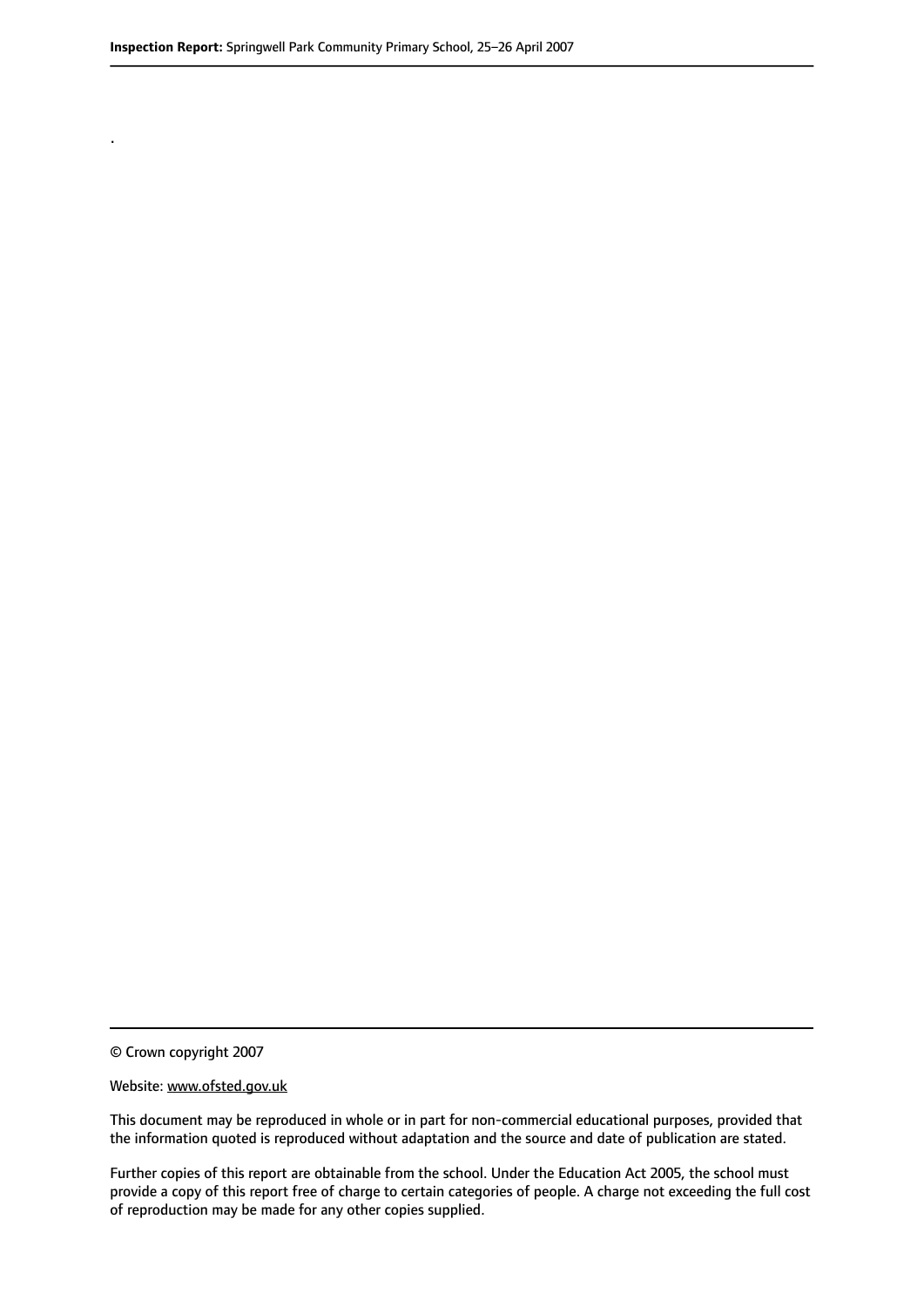.

© Crown copyright 2007

Website: www.ofsted.gov.uk

This document may be reproduced in whole or in part for non-commercial educational purposes, provided that the information quoted is reproduced without adaptation and the source and date of publication are stated.

Further copies of this report are obtainable from the school. Under the Education Act 2005, the school must provide a copy of this report free of charge to certain categories of people. A charge not exceeding the full cost of reproduction may be made for any other copies supplied.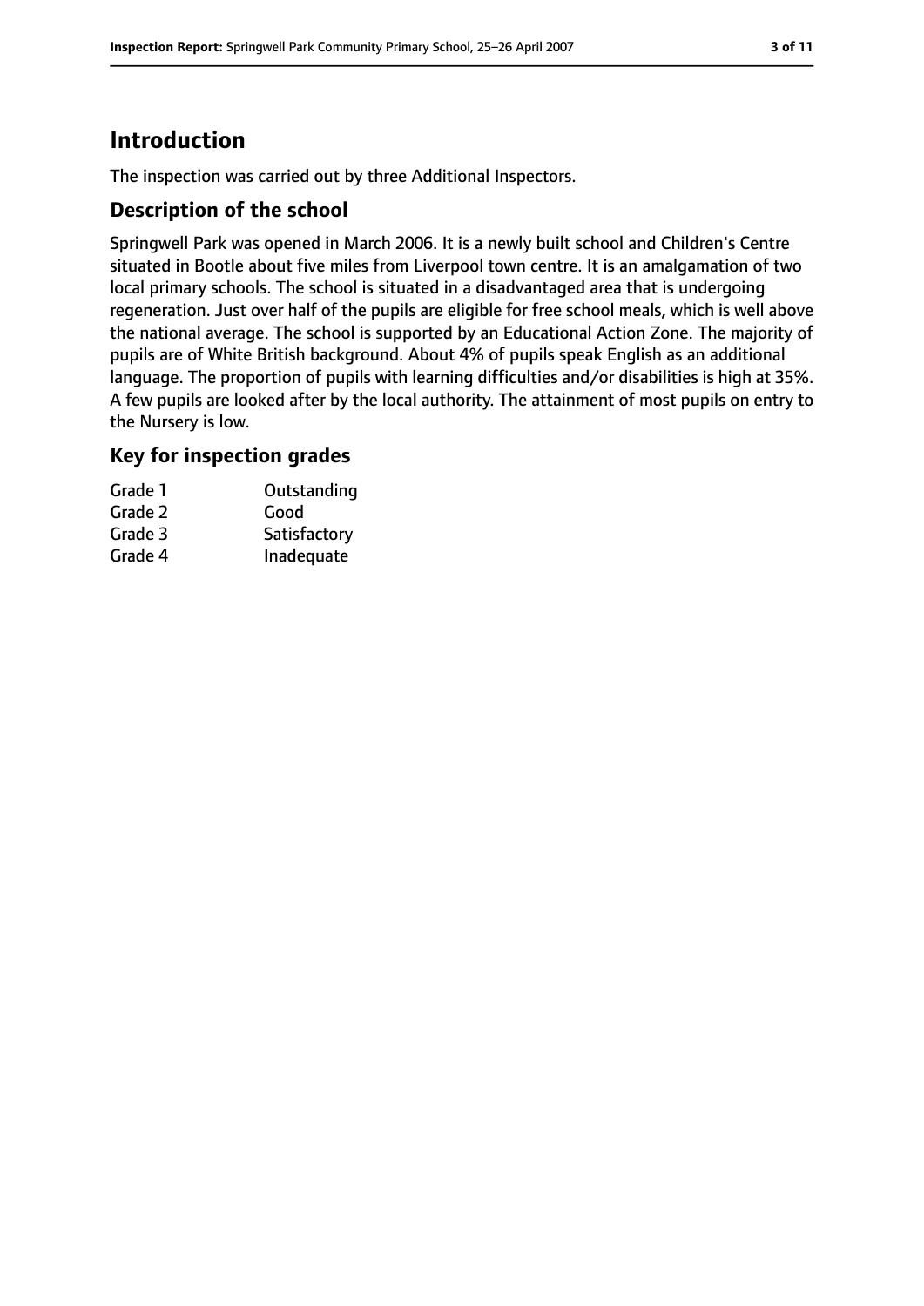# Introduction

The inspection was carried out by three Additional Inspectors.

## Description of the school

Springwell Park was opened in March 2006. It is a newly built school and Children's Centre situated in Bootle about five miles from Liverpool town centre. It is an amalgamation of two local primary schools. The school is situated in a disadvantaged area that is undergoing regeneration. Just over half of the pupils are eligible for free school meals, which is well above the national average. The school is supported by an Educational Action Zone. The majority of pupils are of White British background. About 4% of pupils speak English as an additional language. The proportion of pupils with learning difficulties and/or disabilities is high at 35%. A few pupils are looked after by the local authority. The attainment of most pupils on entry to the Nursery is low.

## Key for inspection grades

| | |
|---|---|
| Grade 1 | Outstanding |
| Grade 2 | Good |
| Grade 3 | Satisfactory |
| Grade 4 | Inadequate |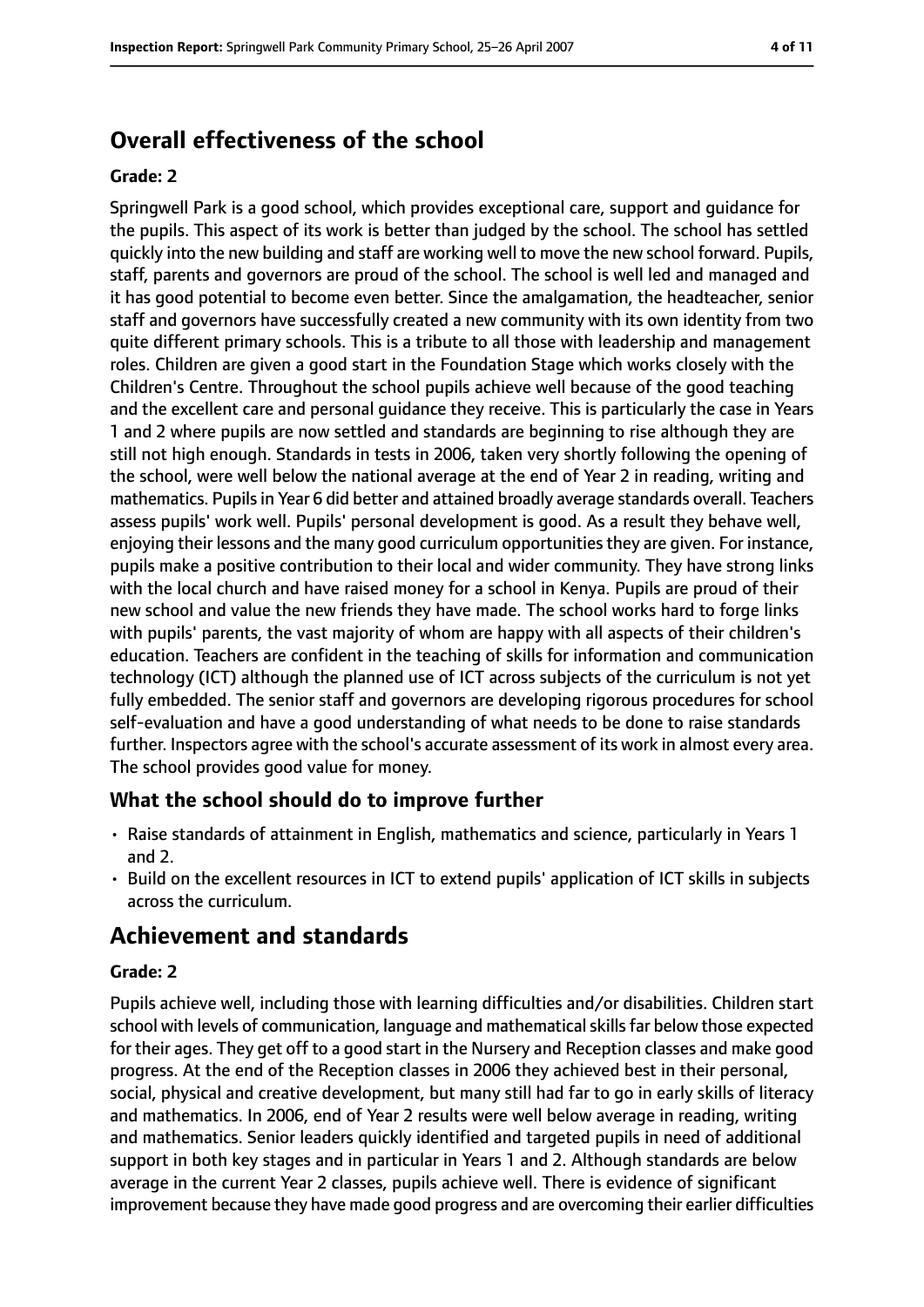## Overall effectiveness of the school

**Grade: 2**

Springwell Park is a good school, which provides exceptional care, support and guidance for the pupils. This aspect of its work is better than judged by the school. The school has settled quickly into the new building and staff are working well to move the new school forward. Pupils, staff, parents and governors are proud of the school. The school is well led and managed and it has good potential to become even better. Since the amalgamation, the headteacher, senior staff and governors have successfully created a new community with its own identity from two quite different primary schools. This is a tribute to all those with leadership and management roles. Children are given a good start in the Foundation Stage which works closely with the Children's Centre. Throughout the school pupils achieve well because of the good teaching and the excellent care and personal guidance they receive. This is particularly the case in Years 1 and 2 where pupils are now settled and standards are beginning to rise although they are still not high enough. Standards in tests in 2006, taken very shortly following the opening of the school, were well below the national average at the end of Year 2 in reading, writing and mathematics. Pupils in Year 6 did better and attained broadly average standards overall. Teachers assess pupils' work well. Pupils' personal development is good. As a result they behave well, enjoying their lessons and the many good curriculum opportunities they are given. For instance, pupils make a positive contribution to their local and wider community. They have strong links with the local church and have raised money for a school in Kenya. Pupils are proud of their new school and value the new friends they have made. The school works hard to forge links with pupils' parents, the vast majority of whom are happy with all aspects of their children's education. Teachers are confident in the teaching of skills for information and communication technology (ICT) although the planned use of ICT across subjects of the curriculum is not yet fully embedded. The senior staff and governors are developing rigorous procedures for school self-evaluation and have a good understanding of what needs to be done to raise standards further. Inspectors agree with the school's accurate assessment of its work in almost every area. The school provides good value for money.

### What the school should do to improve further

- Raise standards of attainment in English, mathematics and science, particularly in Years 1 and 2.
- Build on the excellent resources in ICT to extend pupils' application of ICT skills in subjects across the curriculum.

## Achievement and standards

**Grade: 2**

Pupils achieve well, including those with learning difficulties and/or disabilities. Children start school with levels of communication, language and mathematical skills far below those expected for their ages. They get off to a good start in the Nursery and Reception classes and make good progress. At the end of the Reception classes in 2006 they achieved best in their personal, social, physical and creative development, but many still had far to go in early skills of literacy and mathematics. In 2006, end of Year 2 results were well below average in reading, writing and mathematics. Senior leaders quickly identified and targeted pupils in need of additional support in both key stages and in particular in Years 1 and 2. Although standards are below average in the current Year 2 classes, pupils achieve well. There is evidence of significant improvement because they have made good progress and are overcoming their earlier difficulties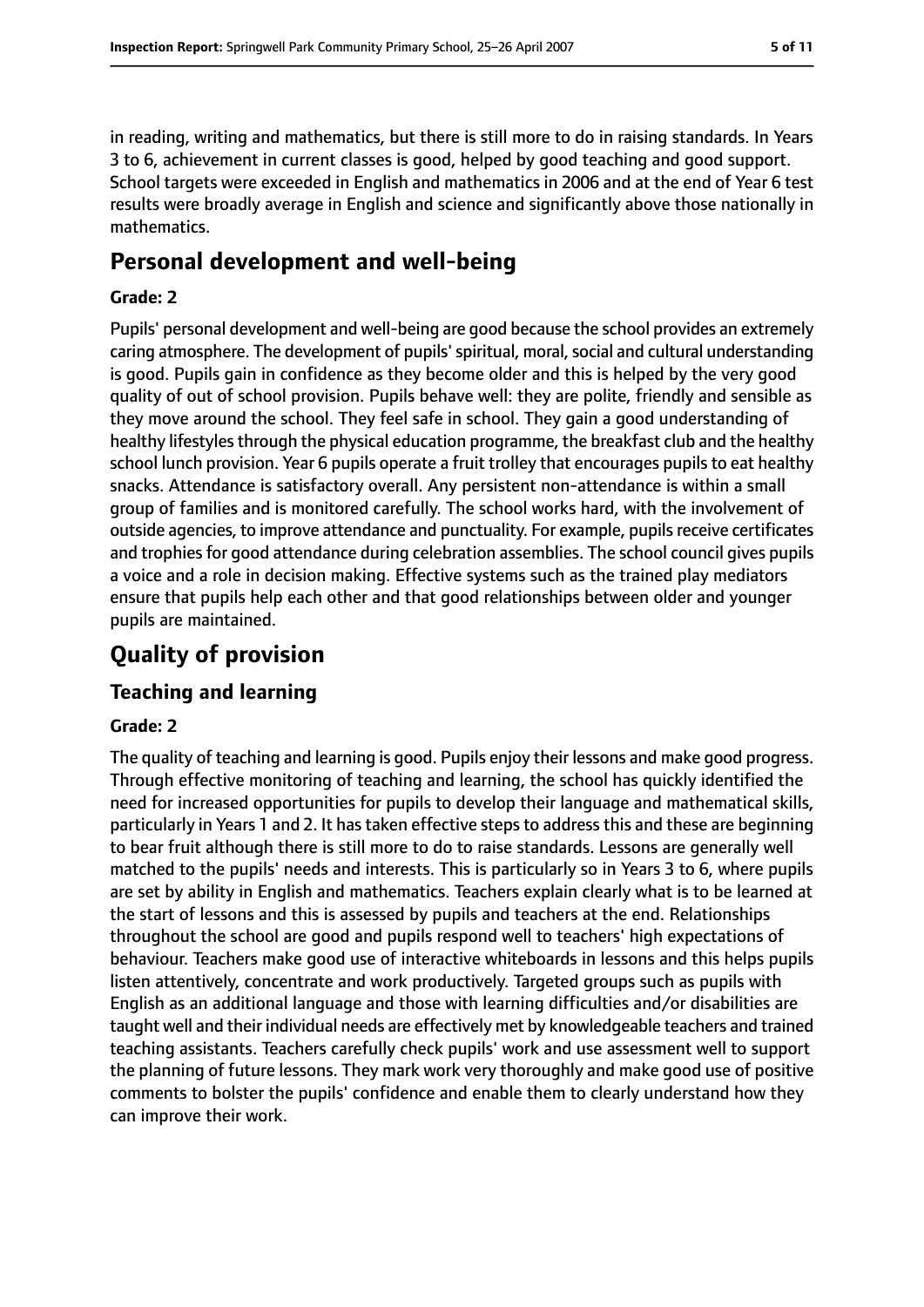in reading, writing and mathematics, but there is still more to do in raising standards. In Years 3 to 6, achievement in current classes is good, helped by good teaching and good support. School targets were exceeded in English and mathematics in 2006 and at the end of Year 6 test results were broadly average in English and science and significantly above those nationally in mathematics.

## Personal development and well-being

**Grade: 2**

Pupils' personal development and well-being are good because the school provides an extremely caring atmosphere. The development of pupils' spiritual, moral, social and cultural understanding is good. Pupils gain in confidence as they become older and this is helped by the very good quality of out of school provision. Pupils behave well: they are polite, friendly and sensible as they move around the school. They feel safe in school. They gain a good understanding of healthy lifestyles through the physical education programme, the breakfast club and the healthy school lunch provision. Year 6 pupils operate a fruit trolley that encourages pupils to eat healthy snacks. Attendance is satisfactory overall. Any persistent non-attendance is within a small group of families and is monitored carefully. The school works hard, with the involvement of outside agencies, to improve attendance and punctuality. For example, pupils receive certificates and trophies for good attendance during celebration assemblies. The school council gives pupils a voice and a role in decision making. Effective systems such as the trained play mediators ensure that pupils help each other and that good relationships between older and younger pupils are maintained.

# Quality of provision

## Teaching and learning

**Grade: 2**

The quality of teaching and learning is good. Pupils enjoy their lessons and make good progress. Through effective monitoring of teaching and learning, the school has quickly identified the need for increased opportunities for pupils to develop their language and mathematical skills, particularly in Years 1 and 2. It has taken effective steps to address this and these are beginning to bear fruit although there is still more to do to raise standards. Lessons are generally well matched to the pupils' needs and interests. This is particularly so in Years 3 to 6, where pupils are set by ability in English and mathematics. Teachers explain clearly what is to be learned at the start of lessons and this is assessed by pupils and teachers at the end. Relationships throughout the school are good and pupils respond well to teachers' high expectations of behaviour. Teachers make good use of interactive whiteboards in lessons and this helps pupils listen attentively, concentrate and work productively. Targeted groups such as pupils with English as an additional language and those with learning difficulties and/or disabilities are taught well and their individual needs are effectively met by knowledgeable teachers and trained teaching assistants. Teachers carefully check pupils' work and use assessment well to support the planning of future lessons. They mark work very thoroughly and make good use of positive comments to bolster the pupils' confidence and enable them to clearly understand how they can improve their work.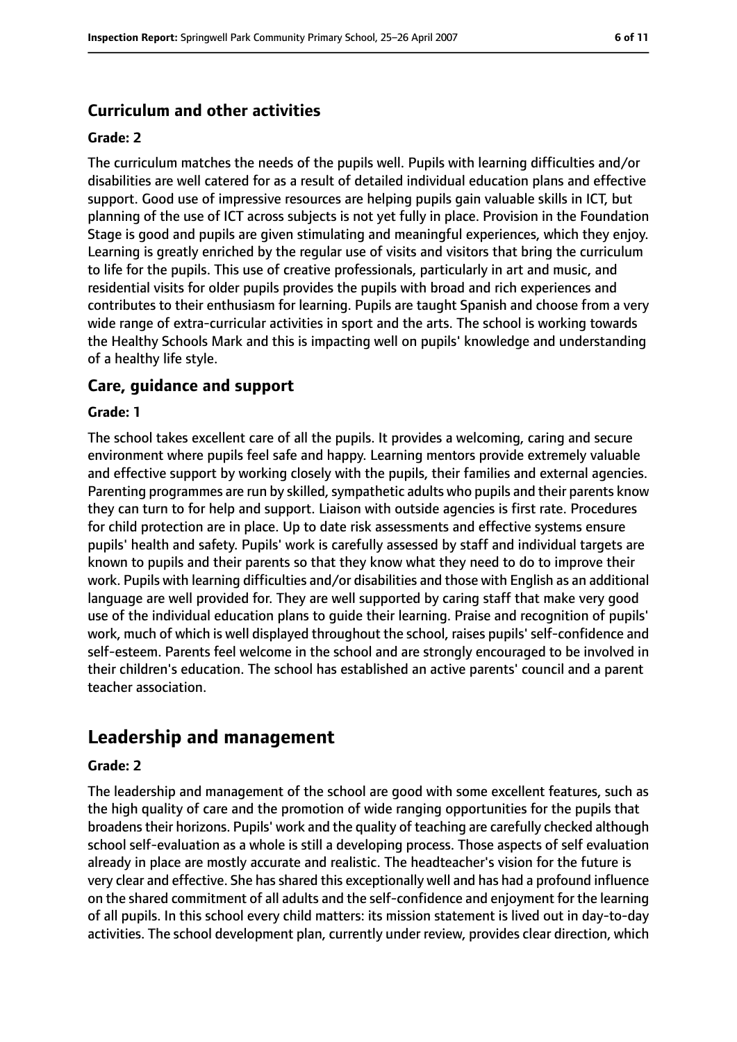### Curriculum and other activities

#### Grade: 2

The curriculum matches the needs of the pupils well. Pupils with learning difficulties and/or disabilities are well catered for as a result of detailed individual education plans and effective support. Good use of impressive resources are helping pupils gain valuable skills in ICT, but planning of the use of ICT across subjects is not yet fully in place. Provision in the Foundation Stage is good and pupils are given stimulating and meaningful experiences, which they enjoy. Learning is greatly enriched by the regular use of visits and visitors that bring the curriculum to life for the pupils. This use of creative professionals, particularly in art and music, and residential visits for older pupils provides the pupils with broad and rich experiences and contributes to their enthusiasm for learning. Pupils are taught Spanish and choose from a very wide range of extra-curricular activities in sport and the arts. The school is working towards the Healthy Schools Mark and this is impacting well on pupils' knowledge and understanding of a healthy life style.

### Care, guidance and support

#### Grade: 1

The school takes excellent care of all the pupils. It provides a welcoming, caring and secure environment where pupils feel safe and happy. Learning mentors provide extremely valuable and effective support by working closely with the pupils, their families and external agencies. Parenting programmes are run by skilled, sympathetic adults who pupils and their parents know they can turn to for help and support. Liaison with outside agencies is first rate. Procedures for child protection are in place. Up to date risk assessments and effective systems ensure pupils' health and safety. Pupils' work is carefully assessed by staff and individual targets are known to pupils and their parents so that they know what they need to do to improve their work. Pupils with learning difficulties and/or disabilities and those with English as an additional language are well provided for. They are well supported by caring staff that make very good use of the individual education plans to guide their learning. Praise and recognition of pupils' work, much of which is well displayed throughout the school, raises pupils' self-confidence and self-esteem. Parents feel welcome in the school and are strongly encouraged to be involved in their children's education. The school has established an active parents' council and a parent teacher association.

## Leadership and management

#### Grade: 2

The leadership and management of the school are good with some excellent features, such as the high quality of care and the promotion of wide ranging opportunities for the pupils that broadens their horizons. Pupils' work and the quality of teaching are carefully checked although school self-evaluation as a whole is still a developing process. Those aspects of self evaluation already in place are mostly accurate and realistic. The headteacher's vision for the future is very clear and effective. She has shared this exceptionally well and has had a profound influence on the shared commitment of all adults and the self-confidence and enjoyment for the learning of all pupils. In this school every child matters: its mission statement is lived out in day-to-day activities. The school development plan, currently under review, provides clear direction, which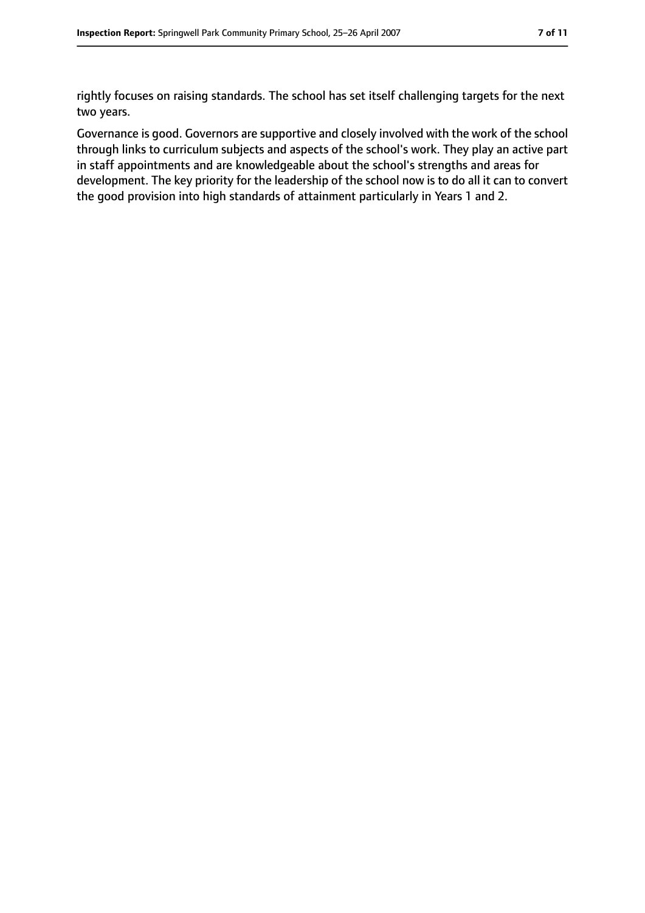rightly focuses on raising standards. The school has set itself challenging targets for the next two years.

Governance is good. Governors are supportive and closely involved with the work of the school through links to curriculum subjects and aspects of the school's work. They play an active part in staff appointments and are knowledgeable about the school's strengths and areas for development. The key priority for the leadership of the school now is to do all it can to convert the good provision into high standards of attainment particularly in Years 1 and 2.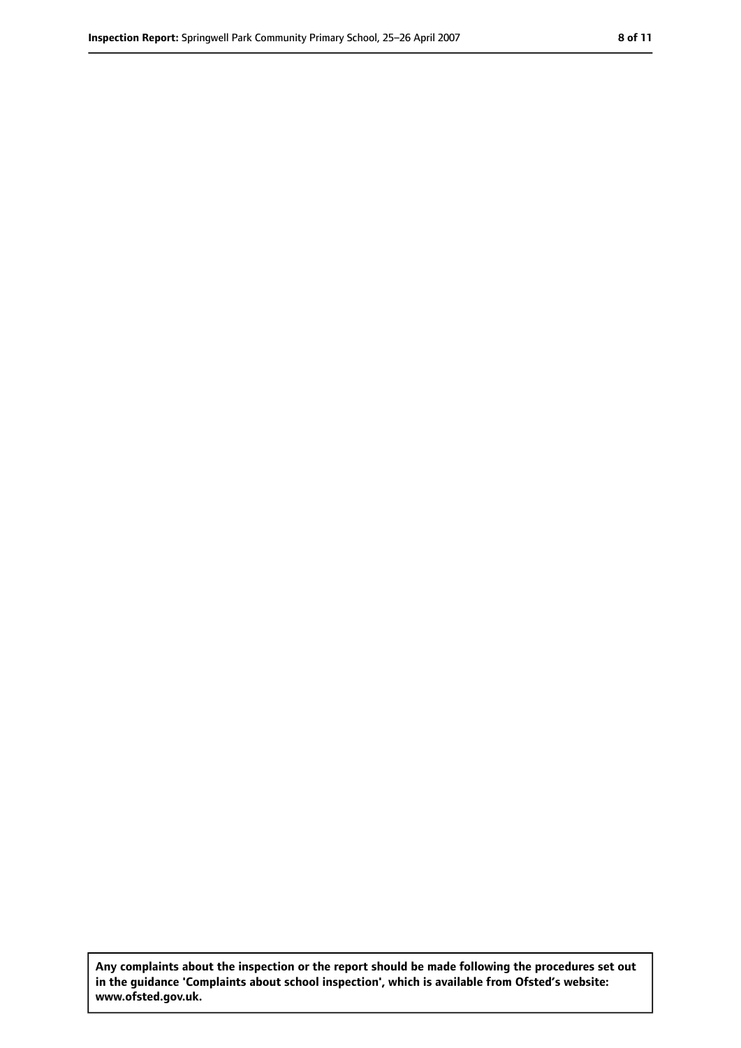**Any complaints about the inspection or the report should be made following the procedures set out in the guidance 'Complaints about school inspection', which is available from Ofsted's website: www.ofsted.gov.uk.**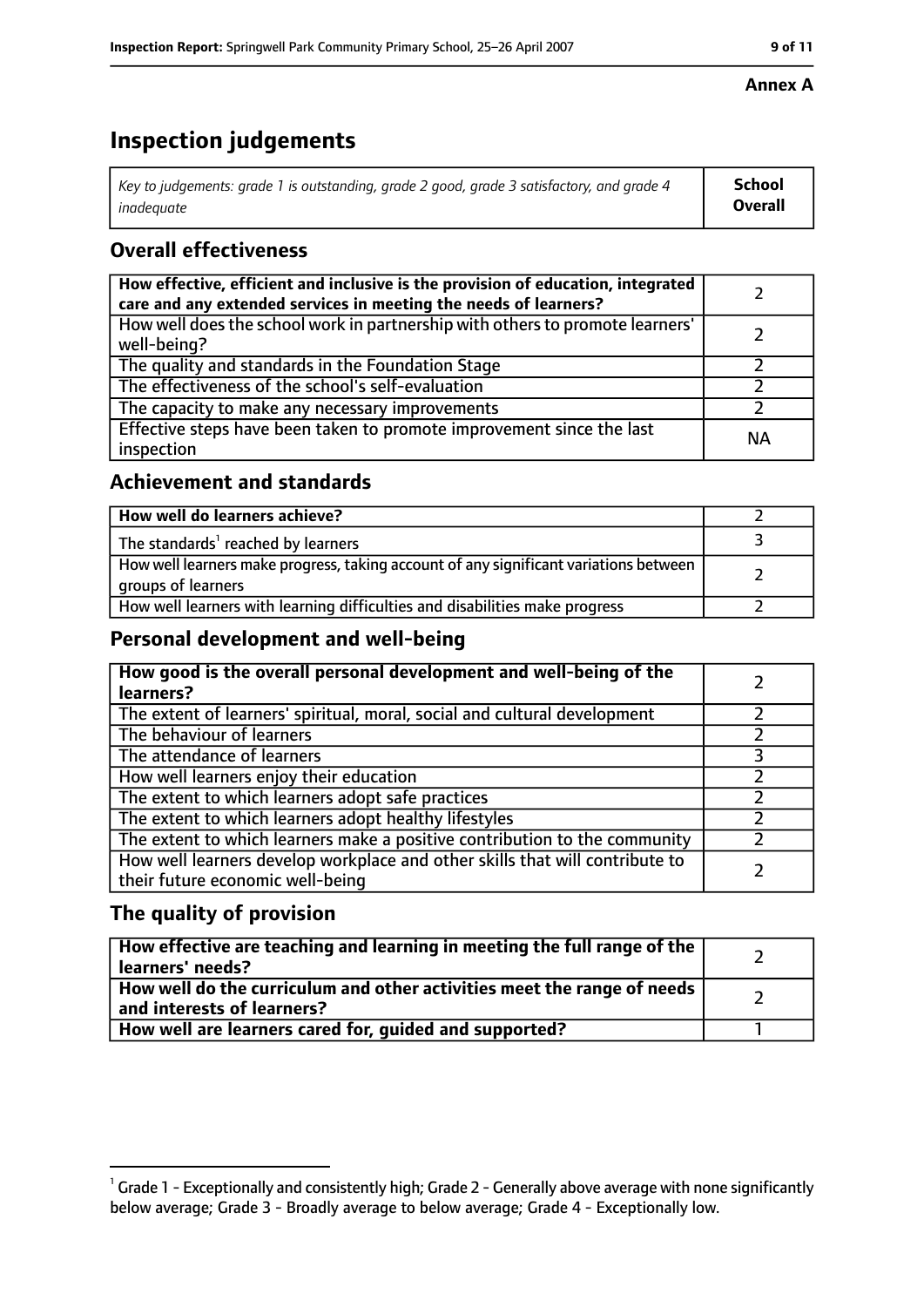**Annex A**

# Inspection judgements

| *Key to judgements: grade 1 is outstanding, grade 2 good, grade 3 satisfactory, and grade 4 inadequate* | **School Overall** |
|---|---|

## Overall effectiveness

| | |
|---|---|
| **How effective, efficient and inclusive is the provision of education, integrated care and any extended services in meeting the needs of learners?** | 2 |
| How well does the school work in partnership with others to promote learners' well-being? | 2 |
| The quality and standards in the Foundation Stage | 2 |
| The effectiveness of the school's self-evaluation | 2 |
| The capacity to make any necessary improvements | 2 |
| Effective steps have been taken to promote improvement since the last inspection | NA |

## Achievement and standards

| | |
|---|---|
| **How well do learners achieve?** | 2 |
| The standards[1] reached by learners | 3 |
| How well learners make progress, taking account of any significant variations between groups of learners | 2 |
| How well learners with learning difficulties and disabilities make progress | 2 |

## Personal development and well-being

| | |
|---|---|
| **How good is the overall personal development and well-being of the learners?** | 2 |
| The extent of learners' spiritual, moral, social and cultural development | 2 |
| The behaviour of learners | 2 |
| The attendance of learners | 3 |
| How well learners enjoy their education | 2 |
| The extent to which learners adopt safe practices | 2 |
| The extent to which learners adopt healthy lifestyles | 2 |
| The extent to which learners make a positive contribution to the community | 2 |
| How well learners develop workplace and other skills that will contribute to their future economic well-being | 2 |

## The quality of provision

| | |
|---|---|
| **How effective are teaching and learning in meeting the full range of the learners' needs?** | 2 |
| **How well do the curriculum and other activities meet the range of needs and interests of learners?** | 2 |
| **How well are learners cared for, guided and supported?** | 1 |

[1] Grade 1 - Exceptionally and consistently high; Grade 2 - Generally above average with none significantly below average; Grade 3 - Broadly average to below average; Grade 4 - Exceptionally low.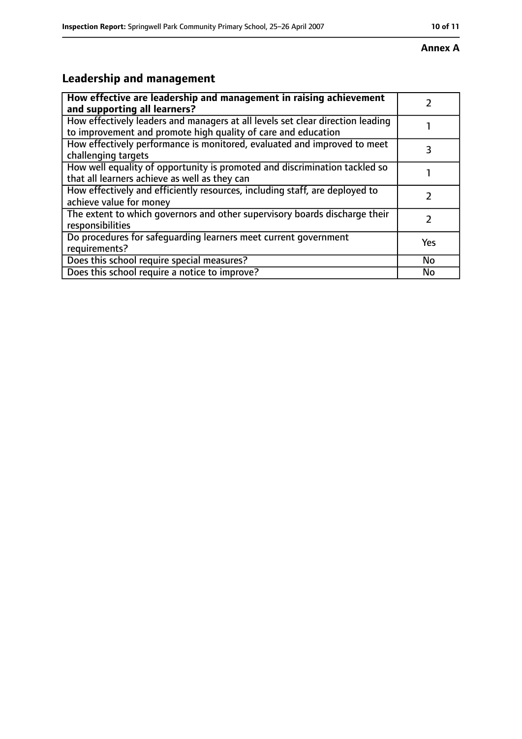**Annex A**

## Leadership and management

| **How effective are leadership and management in raising achievement and supporting all learners?** | 2 |
|---|---|
| How effectively leaders and managers at all levels set clear direction leading to improvement and promote high quality of care and education | 1 |
| How effectively performance is monitored, evaluated and improved to meet challenging targets | 3 |
| How well equality of opportunity is promoted and discrimination tackled so that all learners achieve as well as they can | 1 |
| How effectively and efficiently resources, including staff, are deployed to achieve value for money | 2 |
| The extent to which governors and other supervisory boards discharge their responsibilities | 2 |
| Do procedures for safeguarding learners meet current government requirements? | Yes |
| Does this school require special measures? | No |
| Does this school require a notice to improve? | No |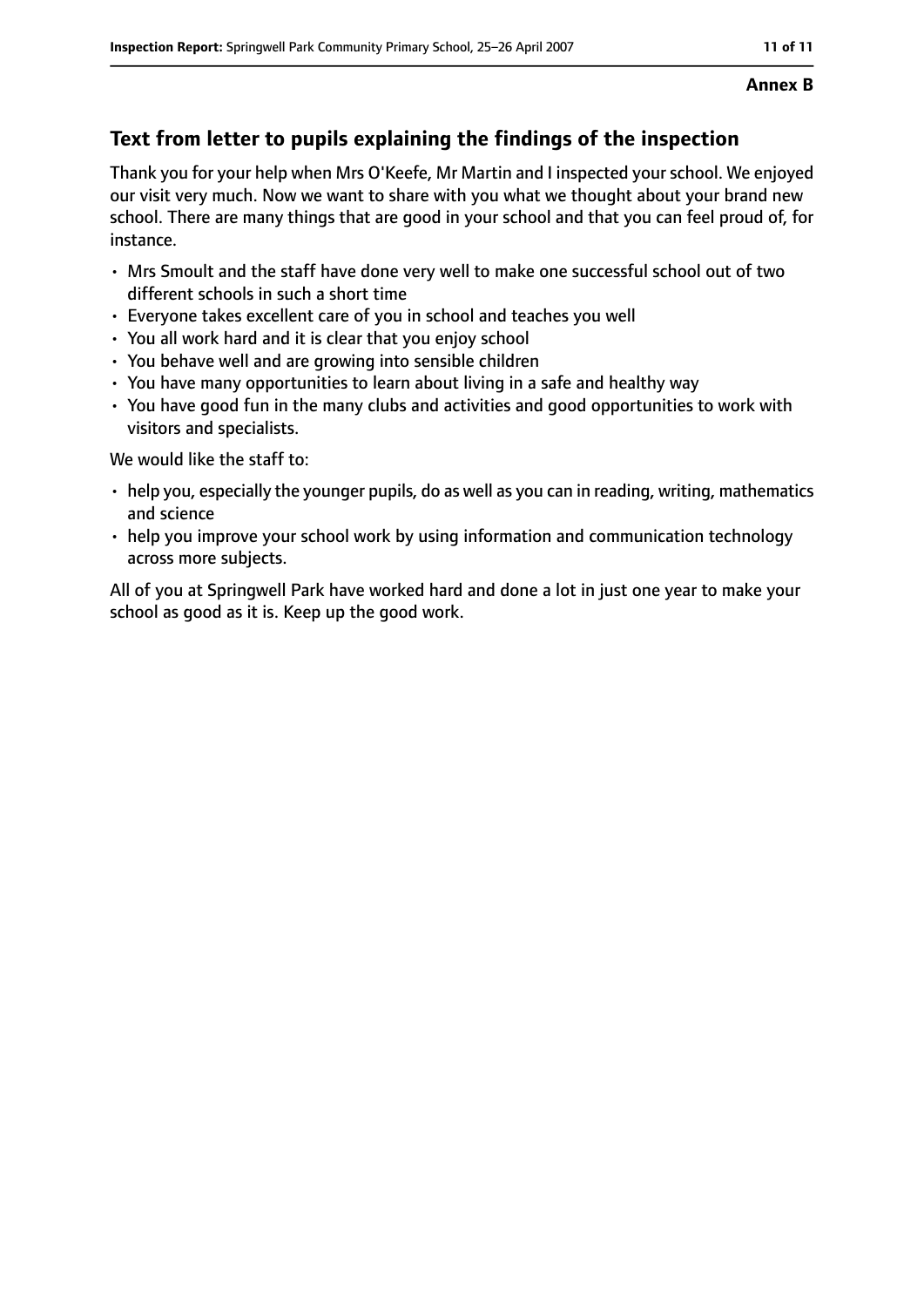**Annex B**

## Text from letter to pupils explaining the findings of the inspection

Thank you for your help when Mrs O'Keefe, Mr Martin and I inspected your school. We enjoyed our visit very much. Now we want to share with you what we thought about your brand new school. There are many things that are good in your school and that you can feel proud of, for instance.

- Mrs Smoult and the staff have done very well to make one successful school out of two different schools in such a short time
- Everyone takes excellent care of you in school and teaches you well
- You all work hard and it is clear that you enjoy school
- You behave well and are growing into sensible children
- You have many opportunities to learn about living in a safe and healthy way
- You have good fun in the many clubs and activities and good opportunities to work with visitors and specialists.

We would like the staff to:

- help you, especially the younger pupils, do as well as you can in reading, writing, mathematics and science
- help you improve your school work by using information and communication technology across more subjects.

All of you at Springwell Park have worked hard and done a lot in just one year to make your school as good as it is. Keep up the good work.